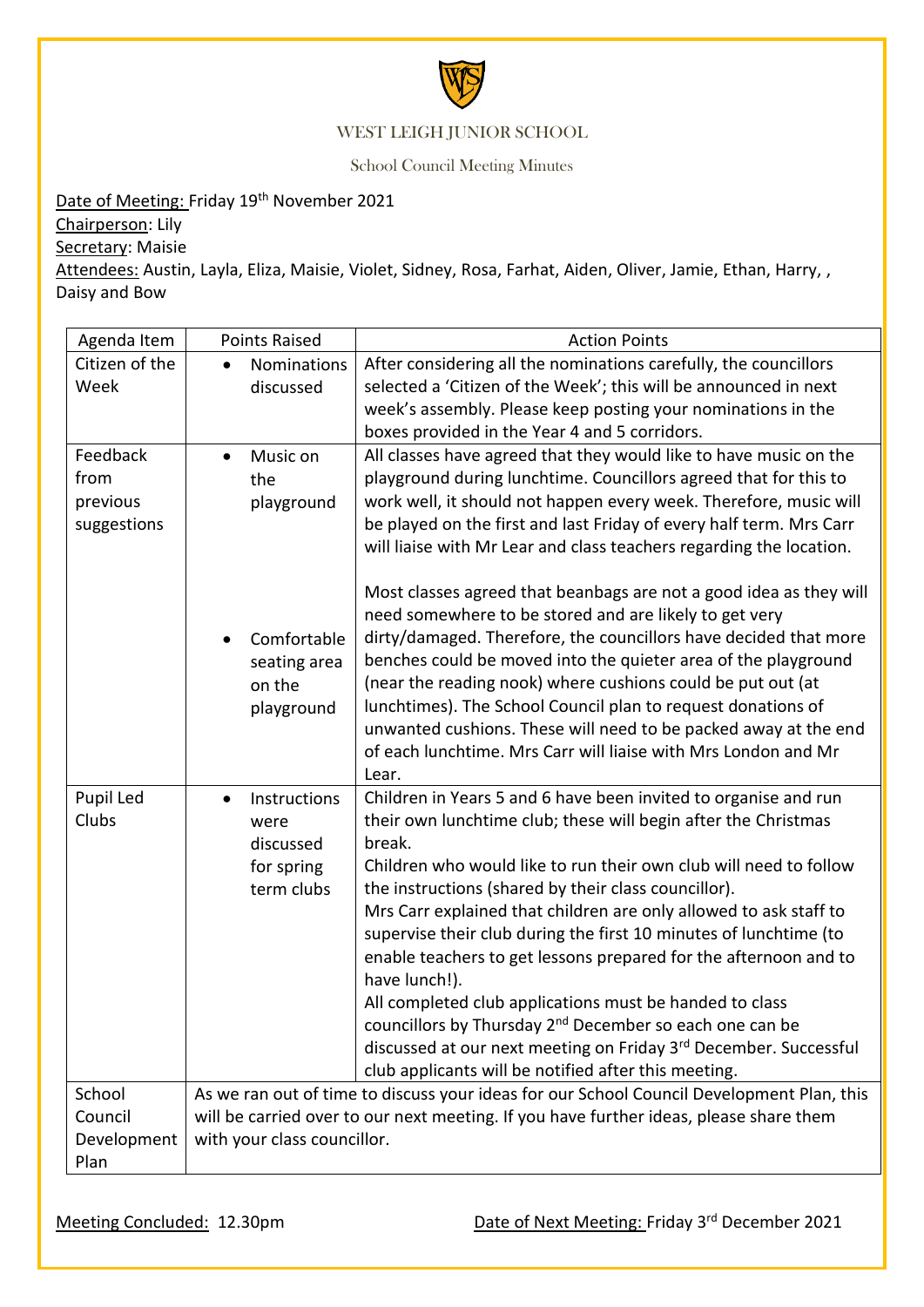# WEST LEIGH JUNIOR SCHOOL

## School Council Meeting Minutes

Date of Meeting: Friday 19th November 2021
Chairperson: Lily
Secretary: Maisie
Attendees: Austin, Layla, Eliza, Maisie, Violet, Sidney, Rosa, Farhat, Aiden, Oliver, Jamie, Ethan, Harry, , Daisy and Bow

| Agenda Item | Points Raised | Action Points |
|---|---|---|
| Citizen of the Week | • Nominations discussed | After considering all the nominations carefully, the councillors selected a 'Citizen of the Week'; this will be announced in next week's assembly. Please keep posting your nominations in the boxes provided in the Year 4 and 5 corridors. |
| Feedback from previous suggestions | • Music on the playground<br><br>• Comfortable seating area on the playground | All classes have agreed that they would like to have music on the playground during lunchtime. Councillors agreed that for this to work well, it should not happen every week. Therefore, music will be played on the first and last Friday of every half term. Mrs Carr will liaise with Mr Lear and class teachers regarding the location.<br><br>Most classes agreed that beanbags are not a good idea as they will need somewhere to be stored and are likely to get very dirty/damaged. Therefore, the councillors have decided that more benches could be moved into the quieter area of the playground (near the reading nook) where cushions could be put out (at lunchtimes). The School Council plan to request donations of unwanted cushions. These will need to be packed away at the end of each lunchtime. Mrs Carr will liaise with Mrs London and Mr Lear. |
| Pupil Led Clubs | • Instructions were discussed for spring term clubs | Children in Years 5 and 6 have been invited to organise and run their own lunchtime club; these will begin after the Christmas break.<br>Children who would like to run their own club will need to follow the instructions (shared by their class councillor).<br>Mrs Carr explained that children are only allowed to ask staff to supervise their club during the first 10 minutes of lunchtime (to enable teachers to get lessons prepared for the afternoon and to have lunch!).<br>All completed club applications must be handed to class councillors by Thursday 2nd December so each one can be discussed at our next meeting on Friday 3rd December. Successful club applicants will be notified after this meeting. |
| School Council Development Plan | As we ran out of time to discuss your ideas for our School Council Development Plan, this will be carried over to our next meeting. If you have further ideas, please share them with your class councillor. | |

Meeting Concluded: 12.30pm

Date of Next Meeting: Friday 3rd December 2021